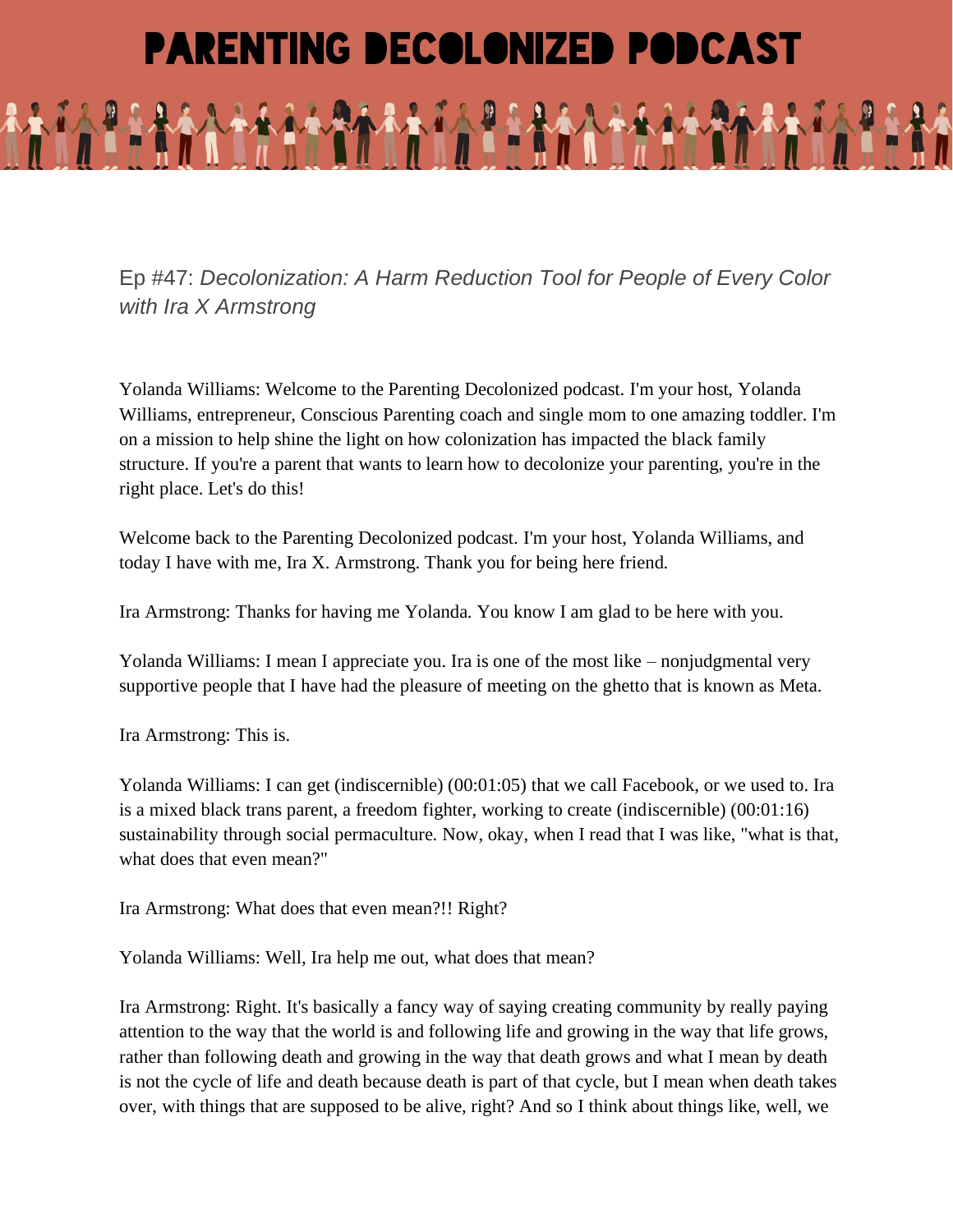# PARENTING DECOLONIZED PODCAST

Ep #47: *Decolonization: A Harm Reduction Tool for People of Every Color with Ira X Armstrong*

Yolanda Williams: Welcome to the Parenting Decolonized podcast. I'm your host, Yolanda Williams, entrepreneur, Conscious Parenting coach and single mom to one amazing toddler. I'm on a mission to help shine the light on how colonization has impacted the black family structure. If you're a parent that wants to learn how to decolonize your parenting, you're in the right place. Let's do this!

Welcome back to the Parenting Decolonized podcast. I'm your host, Yolanda Williams, and today I have with me, Ira X. Armstrong. Thank you for being here friend.

Ira Armstrong: Thanks for having me Yolanda. You know I am glad to be here with you.

Yolanda Williams: I mean I appreciate you. Ira is one of the most like – nonjudgmental very supportive people that I have had the pleasure of meeting on the ghetto that is known as Meta.

Ira Armstrong: This is.

Yolanda Williams: I can get (indiscernible) (00:01:05) that we call Facebook, or we used to. Ira is a mixed black trans parent, a freedom fighter, working to create (indiscernible) (00:01:16) sustainability through social permaculture. Now, okay, when I read that I was like, "what is that, what does that even mean?"

Ira Armstrong: What does that even mean?!! Right?

Yolanda Williams: Well, Ira help me out, what does that mean?

Ira Armstrong: Right. It's basically a fancy way of saying creating community by really paying attention to the way that the world is and following life and growing in the way that life grows, rather than following death and growing in the way that death grows and what I mean by death is not the cycle of life and death because death is part of that cycle, but I mean when death takes over, with things that are supposed to be alive, right? And so I think about things like, well, we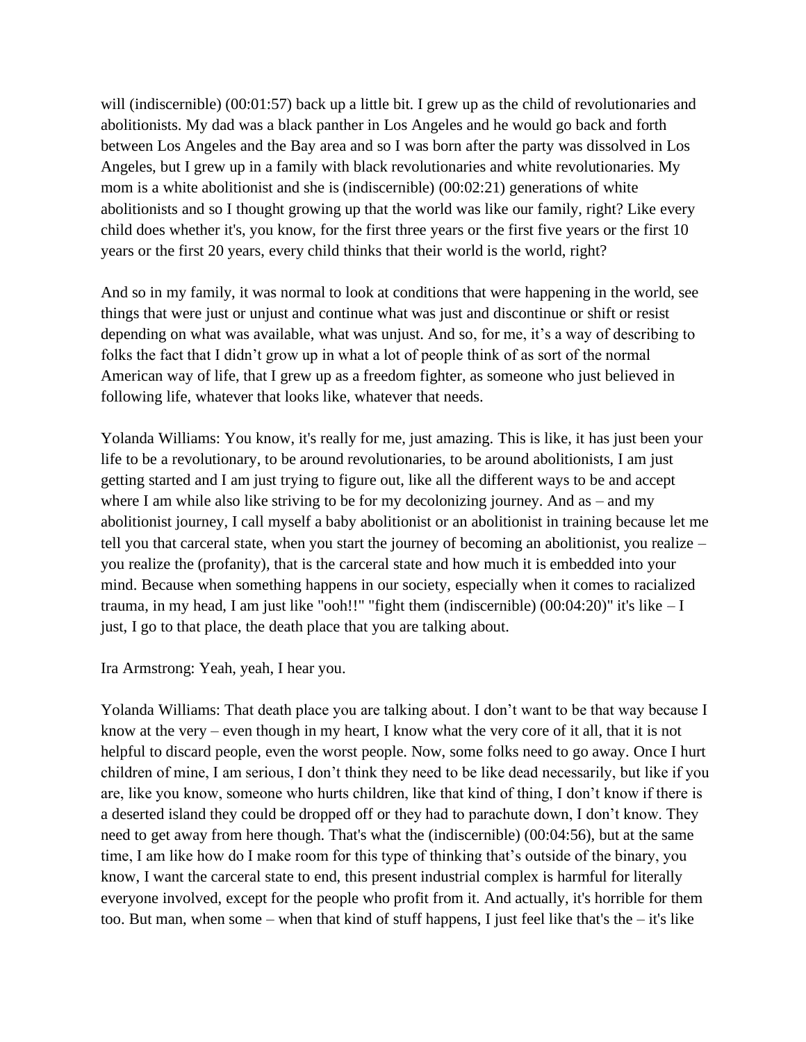will (indiscernible) (00:01:57) back up a little bit. I grew up as the child of revolutionaries and abolitionists. My dad was a black panther in Los Angeles and he would go back and forth between Los Angeles and the Bay area and so I was born after the party was dissolved in Los Angeles, but I grew up in a family with black revolutionaries and white revolutionaries. My mom is a white abolitionist and she is (indiscernible) (00:02:21) generations of white abolitionists and so I thought growing up that the world was like our family, right? Like every child does whether it's, you know, for the first three years or the first five years or the first 10 years or the first 20 years, every child thinks that their world is the world, right?

And so in my family, it was normal to look at conditions that were happening in the world, see things that were just or unjust and continue what was just and discontinue or shift or resist depending on what was available, what was unjust. And so, for me, it's a way of describing to folks the fact that I didn't grow up in what a lot of people think of as sort of the normal American way of life, that I grew up as a freedom fighter, as someone who just believed in following life, whatever that looks like, whatever that needs.

Yolanda Williams: You know, it's really for me, just amazing. This is like, it has just been your life to be a revolutionary, to be around revolutionaries, to be around abolitionists, I am just getting started and I am just trying to figure out, like all the different ways to be and accept where I am while also like striving to be for my decolonizing journey. And as – and my abolitionist journey, I call myself a baby abolitionist or an abolitionist in training because let me tell you that carceral state, when you start the journey of becoming an abolitionist, you realize – you realize the (profanity), that is the carceral state and how much it is embedded into your mind. Because when something happens in our society, especially when it comes to racialized trauma, in my head, I am just like "ooh!!" "fight them (indiscernible) (00:04:20)" it's like – I just, I go to that place, the death place that you are talking about.

Ira Armstrong: Yeah, yeah, I hear you.

Yolanda Williams: That death place you are talking about. I don't want to be that way because I know at the very – even though in my heart, I know what the very core of it all, that it is not helpful to discard people, even the worst people. Now, some folks need to go away. Once I hurt children of mine, I am serious, I don't think they need to be like dead necessarily, but like if you are, like you know, someone who hurts children, like that kind of thing, I don't know if there is a deserted island they could be dropped off or they had to parachute down, I don't know. They need to get away from here though. That's what the (indiscernible) (00:04:56), but at the same time, I am like how do I make room for this type of thinking that's outside of the binary, you know, I want the carceral state to end, this present industrial complex is harmful for literally everyone involved, except for the people who profit from it. And actually, it's horrible for them too. But man, when some – when that kind of stuff happens, I just feel like that's the – it's like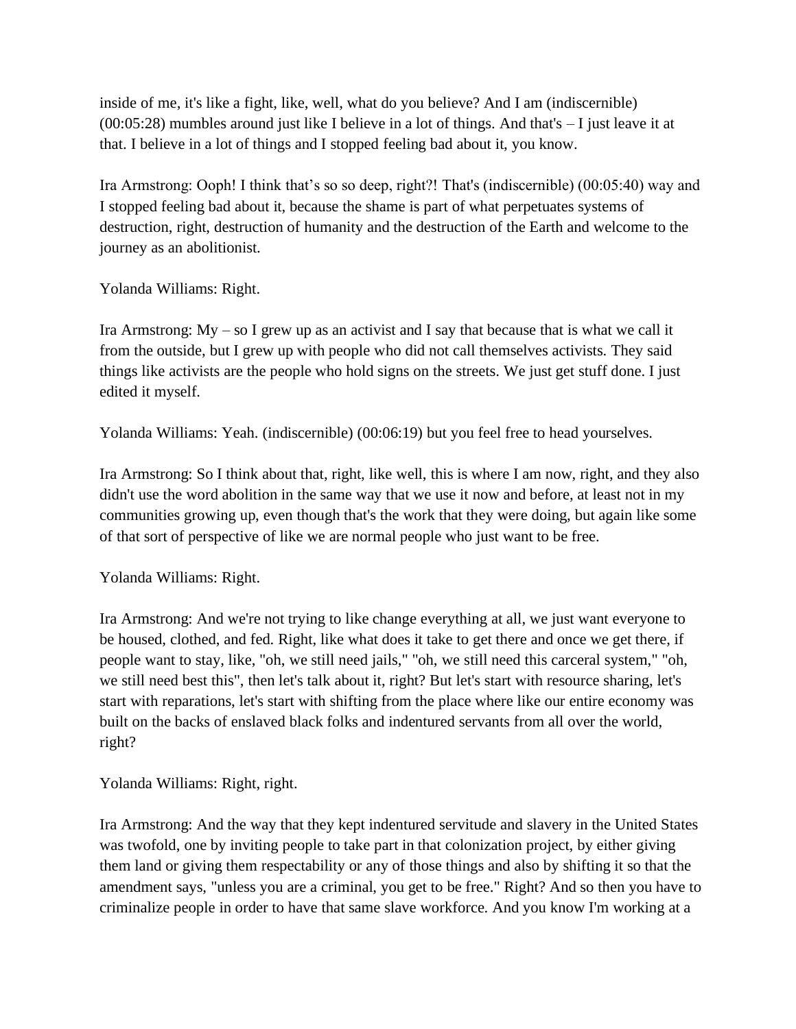inside of me, it's like a fight, like, well, what do you believe? And I am (indiscernible) (00:05:28) mumbles around just like I believe in a lot of things. And that's – I just leave it at that. I believe in a lot of things and I stopped feeling bad about it, you know.

Ira Armstrong: Ooph! I think that's so so deep, right?! That's (indiscernible) (00:05:40) way and I stopped feeling bad about it, because the shame is part of what perpetuates systems of destruction, right, destruction of humanity and the destruction of the Earth and welcome to the journey as an abolitionist.

Yolanda Williams: Right.

Ira Armstrong: My – so I grew up as an activist and I say that because that is what we call it from the outside, but I grew up with people who did not call themselves activists. They said things like activists are the people who hold signs on the streets. We just get stuff done. I just edited it myself.

Yolanda Williams: Yeah. (indiscernible) (00:06:19) but you feel free to head yourselves.

Ira Armstrong: So I think about that, right, like well, this is where I am now, right, and they also didn't use the word abolition in the same way that we use it now and before, at least not in my communities growing up, even though that's the work that they were doing, but again like some of that sort of perspective of like we are normal people who just want to be free.

Yolanda Williams: Right.

Ira Armstrong: And we're not trying to like change everything at all, we just want everyone to be housed, clothed, and fed. Right, like what does it take to get there and once we get there, if people want to stay, like, "oh, we still need jails," "oh, we still need this carceral system," "oh, we still need best this", then let's talk about it, right? But let's start with resource sharing, let's start with reparations, let's start with shifting from the place where like our entire economy was built on the backs of enslaved black folks and indentured servants from all over the world, right?

Yolanda Williams: Right, right.

Ira Armstrong: And the way that they kept indentured servitude and slavery in the United States was twofold, one by inviting people to take part in that colonization project, by either giving them land or giving them respectability or any of those things and also by shifting it so that the amendment says, "unless you are a criminal, you get to be free." Right? And so then you have to criminalize people in order to have that same slave workforce. And you know I'm working at a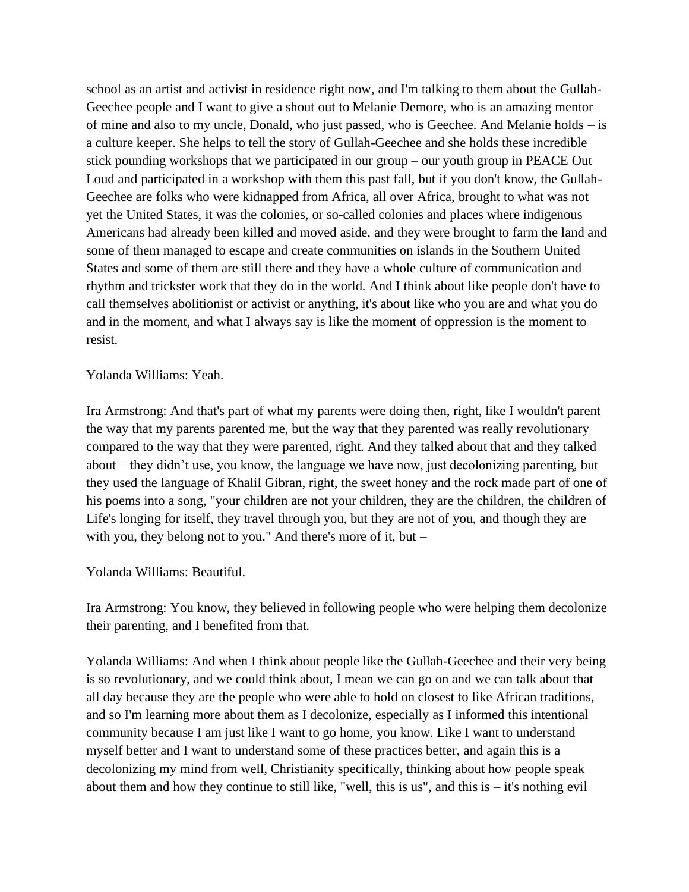school as an artist and activist in residence right now, and I'm talking to them about the Gullah-Geechee people and I want to give a shout out to Melanie Demore, who is an amazing mentor of mine and also to my uncle, Donald, who just passed, who is Geechee. And Melanie holds – is a culture keeper. She helps to tell the story of Gullah-Geechee and she holds these incredible stick pounding workshops that we participated in our group – our youth group in PEACE Out Loud and participated in a workshop with them this past fall, but if you don't know, the Gullah-Geechee are folks who were kidnapped from Africa, all over Africa, brought to what was not yet the United States, it was the colonies, or so-called colonies and places where indigenous Americans had already been killed and moved aside, and they were brought to farm the land and some of them managed to escape and create communities on islands in the Southern United States and some of them are still there and they have a whole culture of communication and rhythm and trickster work that they do in the world. And I think about like people don't have to call themselves abolitionist or activist or anything, it's about like who you are and what you do and in the moment, and what I always say is like the moment of oppression is the moment to resist.

Yolanda Williams: Yeah.

Ira Armstrong: And that's part of what my parents were doing then, right, like I wouldn't parent the way that my parents parented me, but the way that they parented was really revolutionary compared to the way that they were parented, right. And they talked about that and they talked about – they didn't use, you know, the language we have now, just decolonizing parenting, but they used the language of Khalil Gibran, right, the sweet honey and the rock made part of one of his poems into a song, "your children are not your children, they are the children, the children of Life's longing for itself, they travel through you, but they are not of you, and though they are with you, they belong not to you." And there's more of it, but –

Yolanda Williams: Beautiful.

Ira Armstrong: You know, they believed in following people who were helping them decolonize their parenting, and I benefited from that.

Yolanda Williams: And when I think about people like the Gullah-Geechee and their very being is so revolutionary, and we could think about, I mean we can go on and we can talk about that all day because they are the people who were able to hold on closest to like African traditions, and so I'm learning more about them as I decolonize, especially as I informed this intentional community because I am just like I want to go home, you know. Like I want to understand myself better and I want to understand some of these practices better, and again this is a decolonizing my mind from well, Christianity specifically, thinking about how people speak about them and how they continue to still like, "well, this is us", and this is – it's nothing evil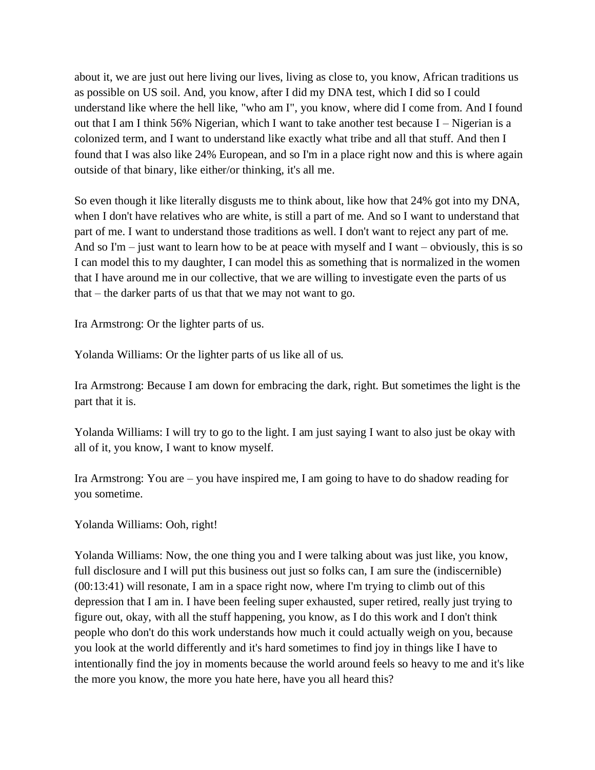about it, we are just out here living our lives, living as close to, you know, African traditions us as possible on US soil. And, you know, after I did my DNA test, which I did so I could understand like where the hell like, "who am I", you know, where did I come from. And I found out that I am I think 56% Nigerian, which I want to take another test because I – Nigerian is a colonized term, and I want to understand like exactly what tribe and all that stuff. And then I found that I was also like 24% European, and so I'm in a place right now and this is where again outside of that binary, like either/or thinking, it's all me.

So even though it like literally disgusts me to think about, like how that 24% got into my DNA, when I don't have relatives who are white, is still a part of me. And so I want to understand that part of me. I want to understand those traditions as well. I don't want to reject any part of me. And so I'm – just want to learn how to be at peace with myself and I want – obviously, this is so I can model this to my daughter, I can model this as something that is normalized in the women that I have around me in our collective, that we are willing to investigate even the parts of us that – the darker parts of us that that we may not want to go.

Ira Armstrong: Or the lighter parts of us.

Yolanda Williams: Or the lighter parts of us like all of us.

Ira Armstrong: Because I am down for embracing the dark, right. But sometimes the light is the part that it is.

Yolanda Williams: I will try to go to the light. I am just saying I want to also just be okay with all of it, you know, I want to know myself.

Ira Armstrong: You are – you have inspired me, I am going to have to do shadow reading for you sometime.

Yolanda Williams: Ooh, right!

Yolanda Williams: Now, the one thing you and I were talking about was just like, you know, full disclosure and I will put this business out just so folks can, I am sure the (indiscernible) (00:13:41) will resonate, I am in a space right now, where I'm trying to climb out of this depression that I am in. I have been feeling super exhausted, super retired, really just trying to figure out, okay, with all the stuff happening, you know, as I do this work and I don't think people who don't do this work understands how much it could actually weigh on you, because you look at the world differently and it's hard sometimes to find joy in things like I have to intentionally find the joy in moments because the world around feels so heavy to me and it's like the more you know, the more you hate here, have you all heard this?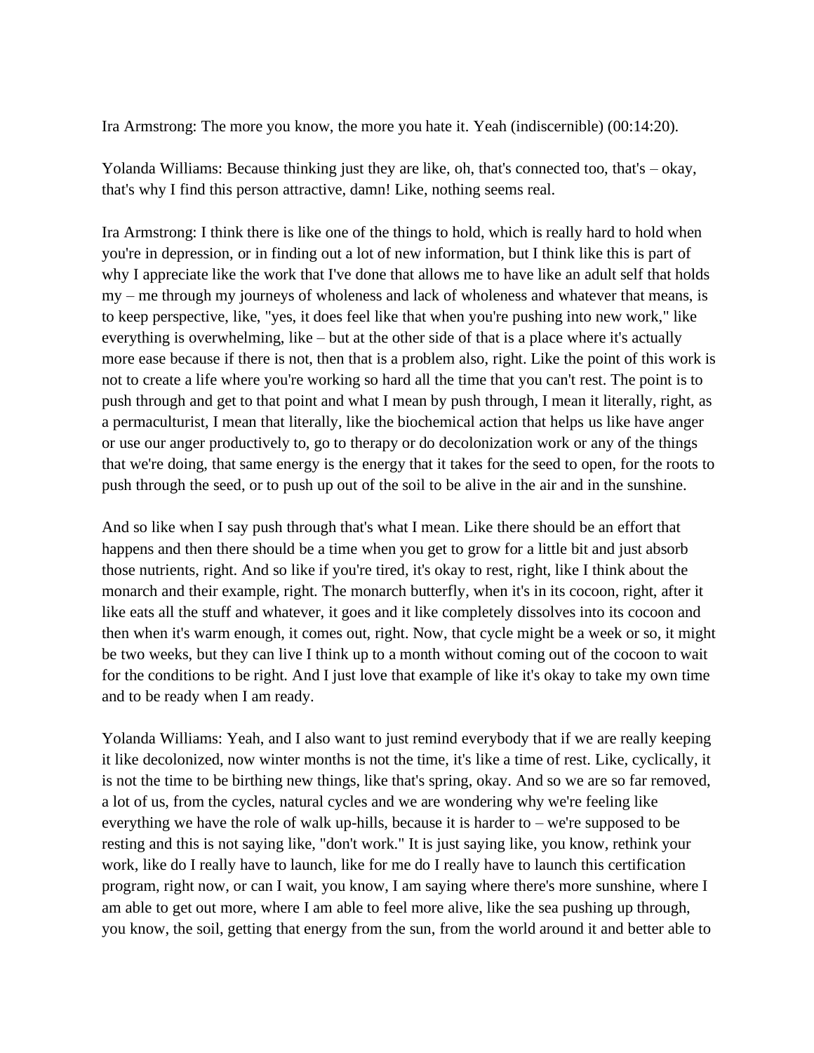Ira Armstrong: The more you know, the more you hate it. Yeah (indiscernible) (00:14:20).

Yolanda Williams: Because thinking just they are like, oh, that's connected too, that's – okay, that's why I find this person attractive, damn! Like, nothing seems real.

Ira Armstrong: I think there is like one of the things to hold, which is really hard to hold when you're in depression, or in finding out a lot of new information, but I think like this is part of why I appreciate like the work that I've done that allows me to have like an adult self that holds my – me through my journeys of wholeness and lack of wholeness and whatever that means, is to keep perspective, like, "yes, it does feel like that when you're pushing into new work," like everything is overwhelming, like – but at the other side of that is a place where it's actually more ease because if there is not, then that is a problem also, right. Like the point of this work is not to create a life where you're working so hard all the time that you can't rest. The point is to push through and get to that point and what I mean by push through, I mean it literally, right, as a permaculturist, I mean that literally, like the biochemical action that helps us like have anger or use our anger productively to, go to therapy or do decolonization work or any of the things that we're doing, that same energy is the energy that it takes for the seed to open, for the roots to push through the seed, or to push up out of the soil to be alive in the air and in the sunshine.

And so like when I say push through that's what I mean. Like there should be an effort that happens and then there should be a time when you get to grow for a little bit and just absorb those nutrients, right. And so like if you're tired, it's okay to rest, right, like I think about the monarch and their example, right. The monarch butterfly, when it's in its cocoon, right, after it like eats all the stuff and whatever, it goes and it like completely dissolves into its cocoon and then when it's warm enough, it comes out, right. Now, that cycle might be a week or so, it might be two weeks, but they can live I think up to a month without coming out of the cocoon to wait for the conditions to be right. And I just love that example of like it's okay to take my own time and to be ready when I am ready.

Yolanda Williams: Yeah, and I also want to just remind everybody that if we are really keeping it like decolonized, now winter months is not the time, it's like a time of rest. Like, cyclically, it is not the time to be birthing new things, like that's spring, okay. And so we are so far removed, a lot of us, from the cycles, natural cycles and we are wondering why we're feeling like everything we have the role of walk up-hills, because it is harder to – we're supposed to be resting and this is not saying like, "don't work." It is just saying like, you know, rethink your work, like do I really have to launch, like for me do I really have to launch this certification program, right now, or can I wait, you know, I am saying where there's more sunshine, where I am able to get out more, where I am able to feel more alive, like the sea pushing up through, you know, the soil, getting that energy from the sun, from the world around it and better able to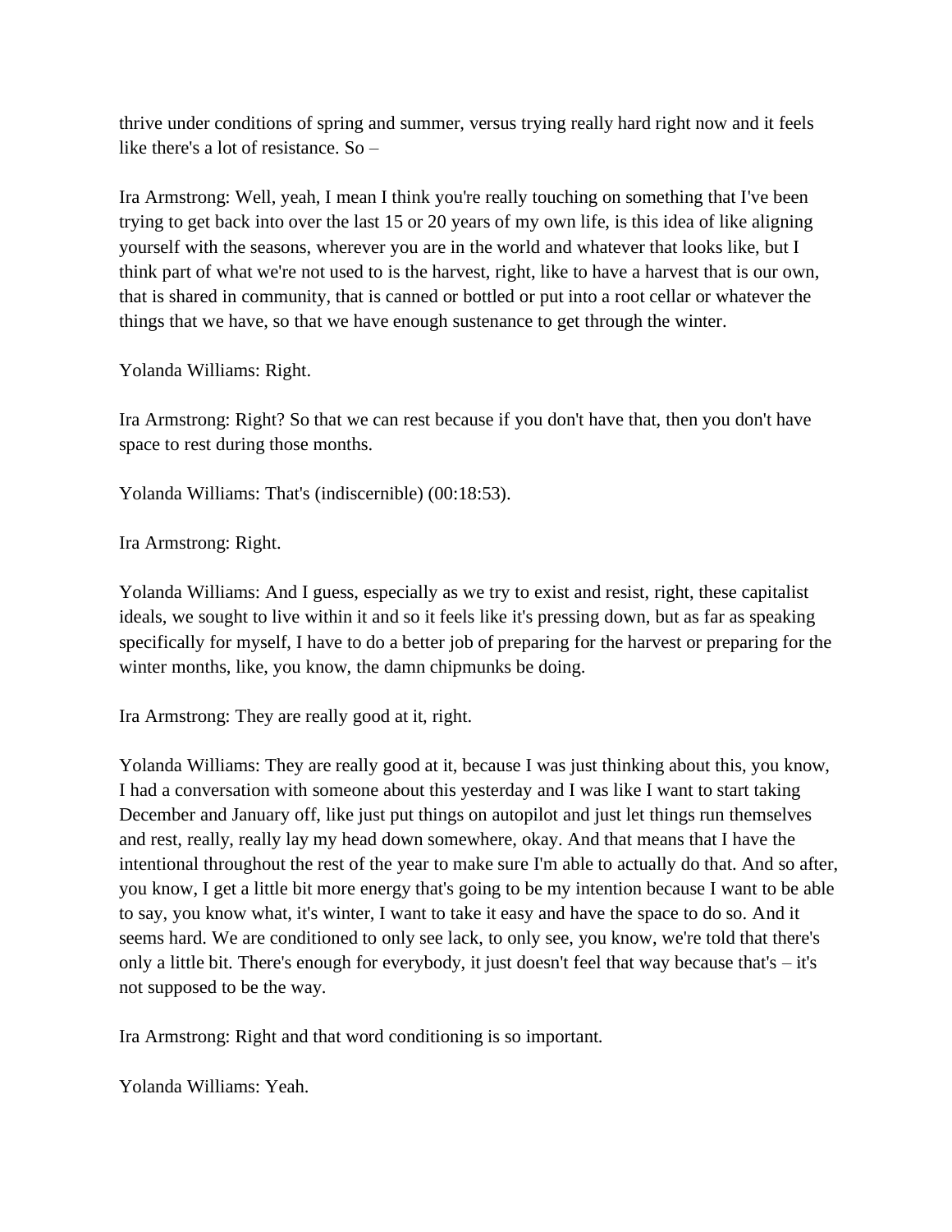thrive under conditions of spring and summer, versus trying really hard right now and it feels like there's a lot of resistance. So –

Ira Armstrong: Well, yeah, I mean I think you're really touching on something that I've been trying to get back into over the last 15 or 20 years of my own life, is this idea of like aligning yourself with the seasons, wherever you are in the world and whatever that looks like, but I think part of what we're not used to is the harvest, right, like to have a harvest that is our own, that is shared in community, that is canned or bottled or put into a root cellar or whatever the things that we have, so that we have enough sustenance to get through the winter.

Yolanda Williams: Right.

Ira Armstrong: Right? So that we can rest because if you don't have that, then you don't have space to rest during those months.

Yolanda Williams: That's (indiscernible) (00:18:53).

Ira Armstrong: Right.

Yolanda Williams: And I guess, especially as we try to exist and resist, right, these capitalist ideals, we sought to live within it and so it feels like it's pressing down, but as far as speaking specifically for myself, I have to do a better job of preparing for the harvest or preparing for the winter months, like, you know, the damn chipmunks be doing.

Ira Armstrong: They are really good at it, right.

Yolanda Williams: They are really good at it, because I was just thinking about this, you know, I had a conversation with someone about this yesterday and I was like I want to start taking December and January off, like just put things on autopilot and just let things run themselves and rest, really, really lay my head down somewhere, okay. And that means that I have the intentional throughout the rest of the year to make sure I'm able to actually do that. And so after, you know, I get a little bit more energy that's going to be my intention because I want to be able to say, you know what, it's winter, I want to take it easy and have the space to do so. And it seems hard. We are conditioned to only see lack, to only see, you know, we're told that there's only a little bit. There's enough for everybody, it just doesn't feel that way because that's – it's not supposed to be the way.

Ira Armstrong: Right and that word conditioning is so important.

Yolanda Williams: Yeah.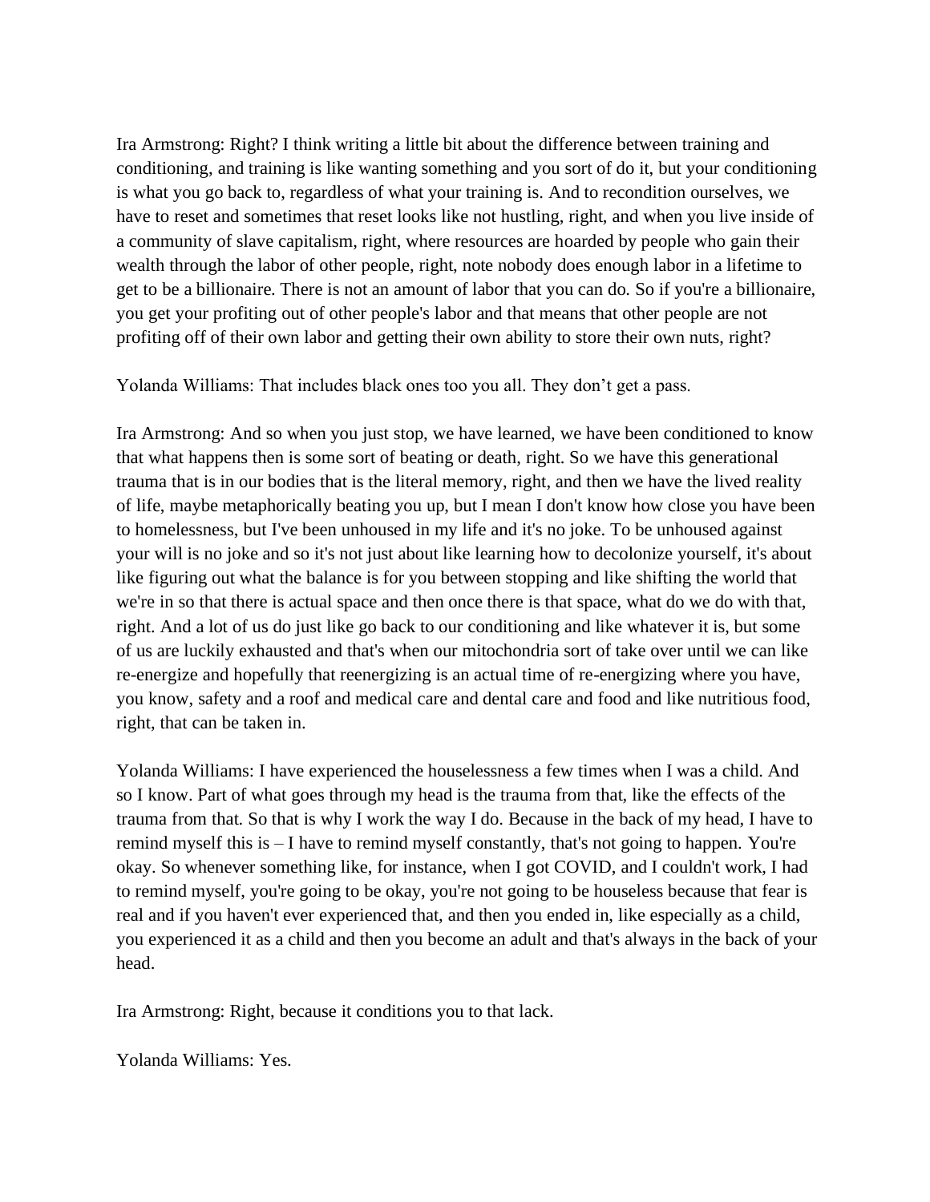Ira Armstrong: Right? I think writing a little bit about the difference between training and conditioning, and training is like wanting something and you sort of do it, but your conditioning is what you go back to, regardless of what your training is. And to recondition ourselves, we have to reset and sometimes that reset looks like not hustling, right, and when you live inside of a community of slave capitalism, right, where resources are hoarded by people who gain their wealth through the labor of other people, right, note nobody does enough labor in a lifetime to get to be a billionaire. There is not an amount of labor that you can do. So if you're a billionaire, you get your profiting out of other people's labor and that means that other people are not profiting off of their own labor and getting their own ability to store their own nuts, right?

Yolanda Williams: That includes black ones too you all. They don't get a pass.

Ira Armstrong: And so when you just stop, we have learned, we have been conditioned to know that what happens then is some sort of beating or death, right. So we have this generational trauma that is in our bodies that is the literal memory, right, and then we have the lived reality of life, maybe metaphorically beating you up, but I mean I don't know how close you have been to homelessness, but I've been unhoused in my life and it's no joke. To be unhoused against your will is no joke and so it's not just about like learning how to decolonize yourself, it's about like figuring out what the balance is for you between stopping and like shifting the world that we're in so that there is actual space and then once there is that space, what do we do with that, right. And a lot of us do just like go back to our conditioning and like whatever it is, but some of us are luckily exhausted and that's when our mitochondria sort of take over until we can like re-energize and hopefully that reenergizing is an actual time of re-energizing where you have, you know, safety and a roof and medical care and dental care and food and like nutritious food, right, that can be taken in.

Yolanda Williams: I have experienced the houselessness a few times when I was a child. And so I know. Part of what goes through my head is the trauma from that, like the effects of the trauma from that. So that is why I work the way I do. Because in the back of my head, I have to remind myself this is – I have to remind myself constantly, that's not going to happen. You're okay. So whenever something like, for instance, when I got COVID, and I couldn't work, I had to remind myself, you're going to be okay, you're not going to be houseless because that fear is real and if you haven't ever experienced that, and then you ended in, like especially as a child, you experienced it as a child and then you become an adult and that's always in the back of your head.

Ira Armstrong: Right, because it conditions you to that lack.

Yolanda Williams: Yes.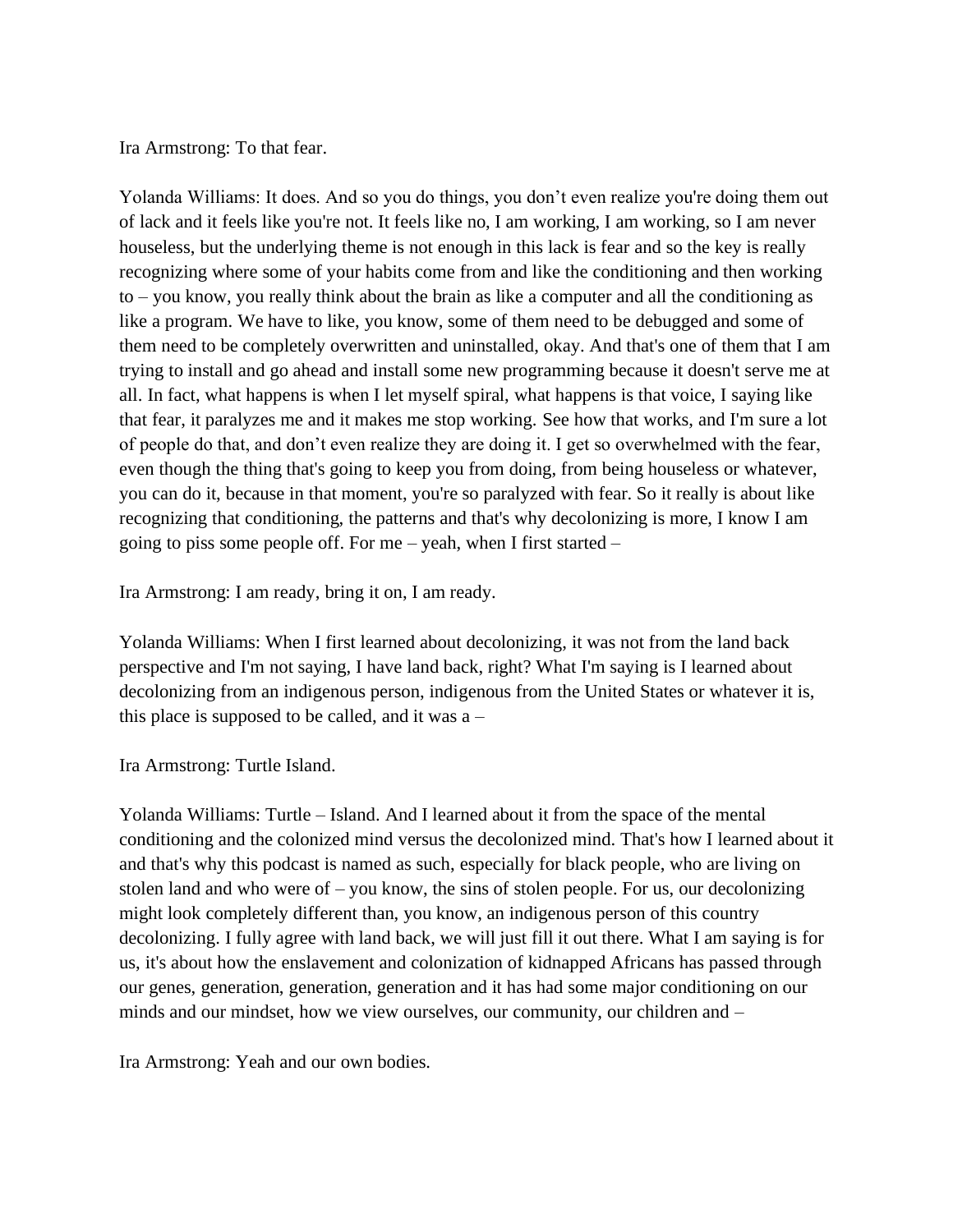Ira Armstrong: To that fear.

Yolanda Williams: It does. And so you do things, you don't even realize you're doing them out of lack and it feels like you're not. It feels like no, I am working, I am working, so I am never houseless, but the underlying theme is not enough in this lack is fear and so the key is really recognizing where some of your habits come from and like the conditioning and then working to – you know, you really think about the brain as like a computer and all the conditioning as like a program. We have to like, you know, some of them need to be debugged and some of them need to be completely overwritten and uninstalled, okay. And that's one of them that I am trying to install and go ahead and install some new programming because it doesn't serve me at all. In fact, what happens is when I let myself spiral, what happens is that voice, I saying like that fear, it paralyzes me and it makes me stop working. See how that works, and I'm sure a lot of people do that, and don't even realize they are doing it. I get so overwhelmed with the fear, even though the thing that's going to keep you from doing, from being houseless or whatever, you can do it, because in that moment, you're so paralyzed with fear. So it really is about like recognizing that conditioning, the patterns and that's why decolonizing is more, I know I am going to piss some people off. For me – yeah, when I first started –

Ira Armstrong: I am ready, bring it on, I am ready.

Yolanda Williams: When I first learned about decolonizing, it was not from the land back perspective and I'm not saying, I have land back, right? What I'm saying is I learned about decolonizing from an indigenous person, indigenous from the United States or whatever it is, this place is supposed to be called, and it was a –

Ira Armstrong: Turtle Island.

Yolanda Williams: Turtle – Island. And I learned about it from the space of the mental conditioning and the colonized mind versus the decolonized mind. That's how I learned about it and that's why this podcast is named as such, especially for black people, who are living on stolen land and who were of – you know, the sins of stolen people. For us, our decolonizing might look completely different than, you know, an indigenous person of this country decolonizing. I fully agree with land back, we will just fill it out there. What I am saying is for us, it's about how the enslavement and colonization of kidnapped Africans has passed through our genes, generation, generation, generation and it has had some major conditioning on our minds and our mindset, how we view ourselves, our community, our children and –

Ira Armstrong: Yeah and our own bodies.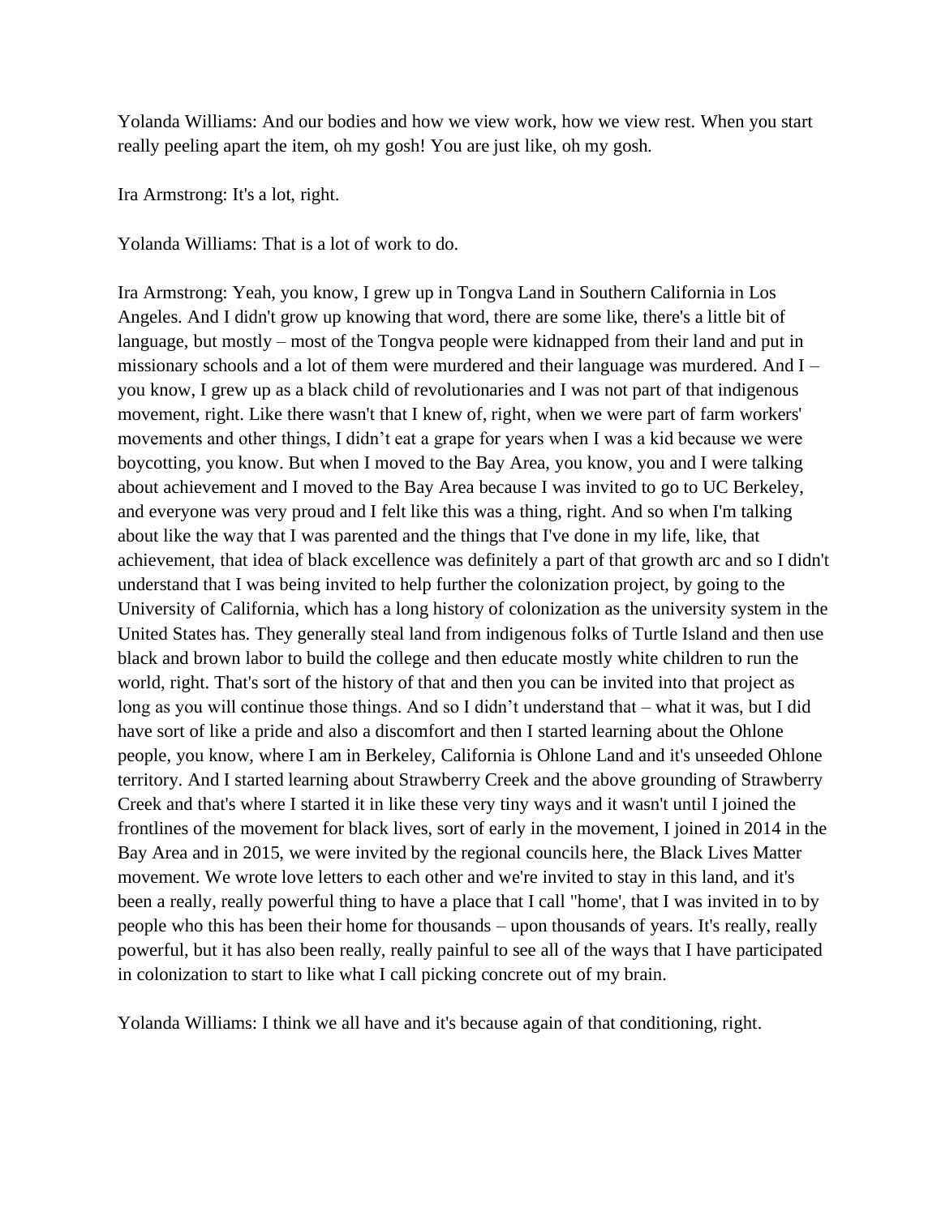Yolanda Williams: And our bodies and how we view work, how we view rest. When you start really peeling apart the item, oh my gosh! You are just like, oh my gosh.

Ira Armstrong: It's a lot, right.

Yolanda Williams: That is a lot of work to do.

Ira Armstrong: Yeah, you know, I grew up in Tongva Land in Southern California in Los Angeles. And I didn't grow up knowing that word, there are some like, there's a little bit of language, but mostly – most of the Tongva people were kidnapped from their land and put in missionary schools and a lot of them were murdered and their language was murdered. And I – you know, I grew up as a black child of revolutionaries and I was not part of that indigenous movement, right. Like there wasn't that I knew of, right, when we were part of farm workers' movements and other things, I didn't eat a grape for years when I was a kid because we were boycotting, you know. But when I moved to the Bay Area, you know, you and I were talking about achievement and I moved to the Bay Area because I was invited to go to UC Berkeley, and everyone was very proud and I felt like this was a thing, right. And so when I'm talking about like the way that I was parented and the things that I've done in my life, like, that achievement, that idea of black excellence was definitely a part of that growth arc and so I didn't understand that I was being invited to help further the colonization project, by going to the University of California, which has a long history of colonization as the university system in the United States has. They generally steal land from indigenous folks of Turtle Island and then use black and brown labor to build the college and then educate mostly white children to run the world, right. That's sort of the history of that and then you can be invited into that project as long as you will continue those things. And so I didn't understand that – what it was, but I did have sort of like a pride and also a discomfort and then I started learning about the Ohlone people, you know, where I am in Berkeley, California is Ohlone Land and it's unseeded Ohlone territory. And I started learning about Strawberry Creek and the above grounding of Strawberry Creek and that's where I started it in like these very tiny ways and it wasn't until I joined the frontlines of the movement for black lives, sort of early in the movement, I joined in 2014 in the Bay Area and in 2015, we were invited by the regional councils here, the Black Lives Matter movement. We wrote love letters to each other and we're invited to stay in this land, and it's been a really, really powerful thing to have a place that I call "home', that I was invited in to by people who this has been their home for thousands – upon thousands of years. It's really, really powerful, but it has also been really, really painful to see all of the ways that I have participated in colonization to start to like what I call picking concrete out of my brain.

Yolanda Williams: I think we all have and it's because again of that conditioning, right.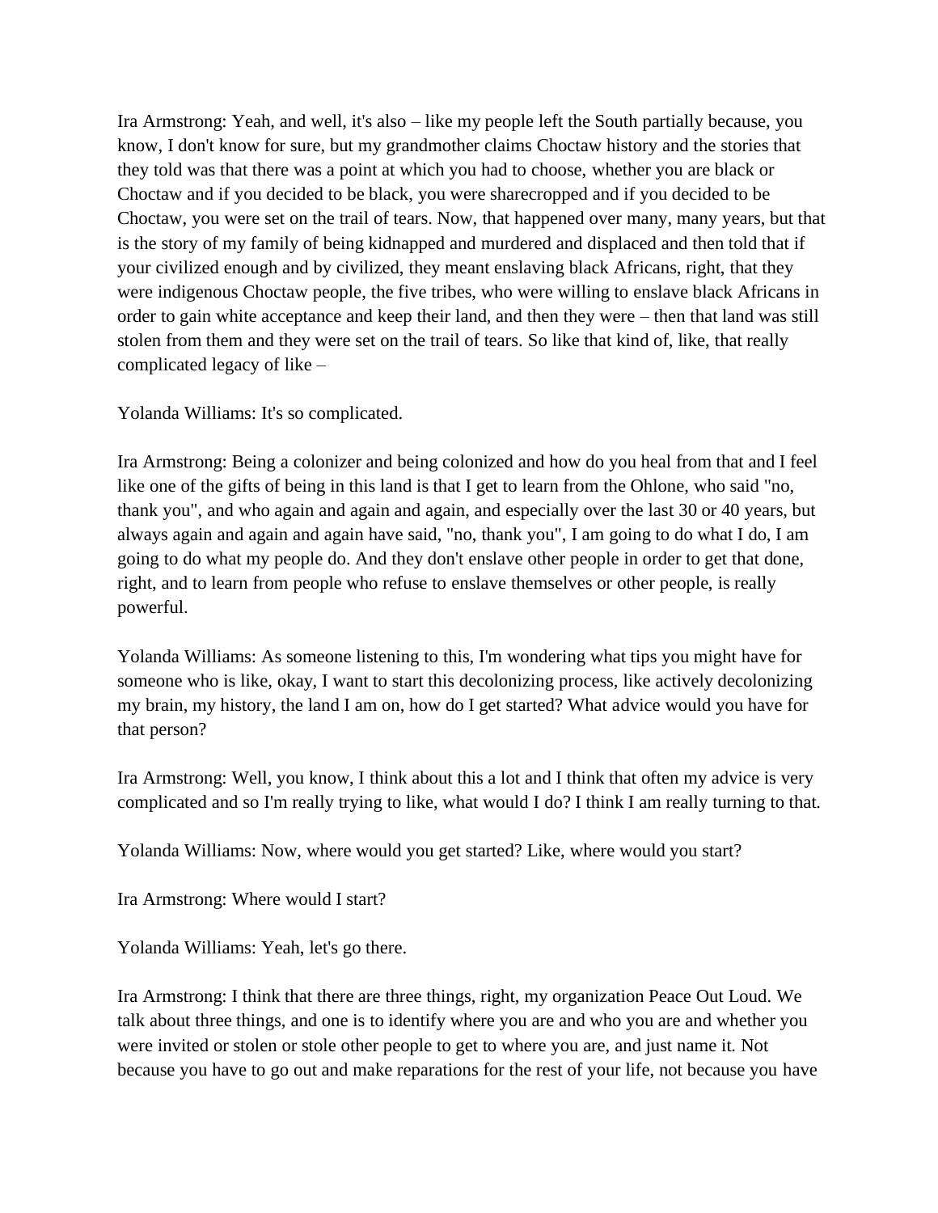Ira Armstrong: Yeah, and well, it's also – like my people left the South partially because, you know, I don't know for sure, but my grandmother claims Choctaw history and the stories that they told was that there was a point at which you had to choose, whether you are black or Choctaw and if you decided to be black, you were sharecropped and if you decided to be Choctaw, you were set on the trail of tears. Now, that happened over many, many years, but that is the story of my family of being kidnapped and murdered and displaced and then told that if your civilized enough and by civilized, they meant enslaving black Africans, right, that they were indigenous Choctaw people, the five tribes, who were willing to enslave black Africans in order to gain white acceptance and keep their land, and then they were – then that land was still stolen from them and they were set on the trail of tears. So like that kind of, like, that really complicated legacy of like –

Yolanda Williams: It's so complicated.

Ira Armstrong: Being a colonizer and being colonized and how do you heal from that and I feel like one of the gifts of being in this land is that I get to learn from the Ohlone, who said "no, thank you", and who again and again and again, and especially over the last 30 or 40 years, but always again and again and again have said, "no, thank you", I am going to do what I do, I am going to do what my people do. And they don't enslave other people in order to get that done, right, and to learn from people who refuse to enslave themselves or other people, is really powerful.

Yolanda Williams: As someone listening to this, I'm wondering what tips you might have for someone who is like, okay, I want to start this decolonizing process, like actively decolonizing my brain, my history, the land I am on, how do I get started? What advice would you have for that person?

Ira Armstrong: Well, you know, I think about this a lot and I think that often my advice is very complicated and so I'm really trying to like, what would I do? I think I am really turning to that.

Yolanda Williams: Now, where would you get started? Like, where would you start?

Ira Armstrong: Where would I start?

Yolanda Williams: Yeah, let's go there.

Ira Armstrong: I think that there are three things, right, my organization Peace Out Loud. We talk about three things, and one is to identify where you are and who you are and whether you were invited or stolen or stole other people to get to where you are, and just name it. Not because you have to go out and make reparations for the rest of your life, not because you have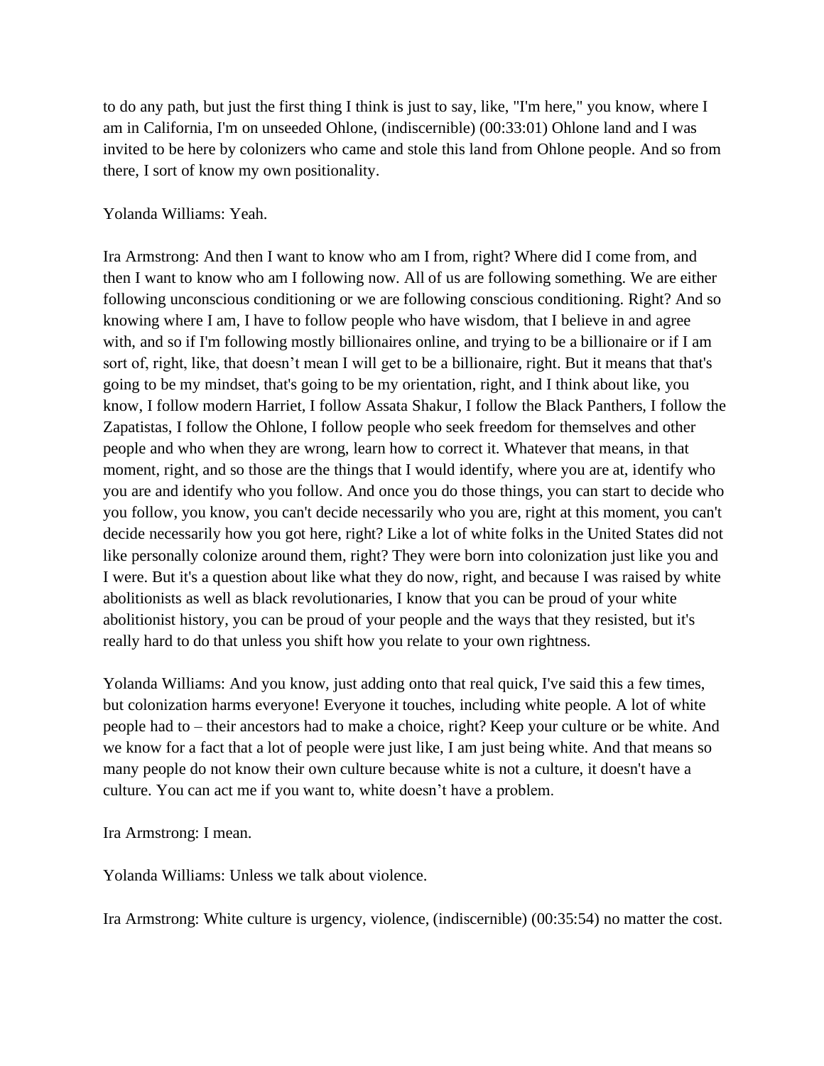to do any path, but just the first thing I think is just to say, like, "I'm here," you know, where I am in California, I'm on unseeded Ohlone, (indiscernible) (00:33:01) Ohlone land and I was invited to be here by colonizers who came and stole this land from Ohlone people. And so from there, I sort of know my own positionality.

Yolanda Williams: Yeah.

Ira Armstrong: And then I want to know who am I from, right? Where did I come from, and then I want to know who am I following now. All of us are following something. We are either following unconscious conditioning or we are following conscious conditioning. Right? And so knowing where I am, I have to follow people who have wisdom, that I believe in and agree with, and so if I'm following mostly billionaires online, and trying to be a billionaire or if I am sort of, right, like, that doesn't mean I will get to be a billionaire, right. But it means that that's going to be my mindset, that's going to be my orientation, right, and I think about like, you know, I follow modern Harriet, I follow Assata Shakur, I follow the Black Panthers, I follow the Zapatistas, I follow the Ohlone, I follow people who seek freedom for themselves and other people and who when they are wrong, learn how to correct it. Whatever that means, in that moment, right, and so those are the things that I would identify, where you are at, identify who you are and identify who you follow. And once you do those things, you can start to decide who you follow, you know, you can't decide necessarily who you are, right at this moment, you can't decide necessarily how you got here, right? Like a lot of white folks in the United States did not like personally colonize around them, right? They were born into colonization just like you and I were. But it's a question about like what they do now, right, and because I was raised by white abolitionists as well as black revolutionaries, I know that you can be proud of your white abolitionist history, you can be proud of your people and the ways that they resisted, but it's really hard to do that unless you shift how you relate to your own rightness.

Yolanda Williams: And you know, just adding onto that real quick, I've said this a few times, but colonization harms everyone! Everyone it touches, including white people. A lot of white people had to – their ancestors had to make a choice, right? Keep your culture or be white. And we know for a fact that a lot of people were just like, I am just being white. And that means so many people do not know their own culture because white is not a culture, it doesn't have a culture. You can act me if you want to, white doesn't have a problem.

Ira Armstrong: I mean.

Yolanda Williams: Unless we talk about violence.

Ira Armstrong: White culture is urgency, violence, (indiscernible) (00:35:54) no matter the cost.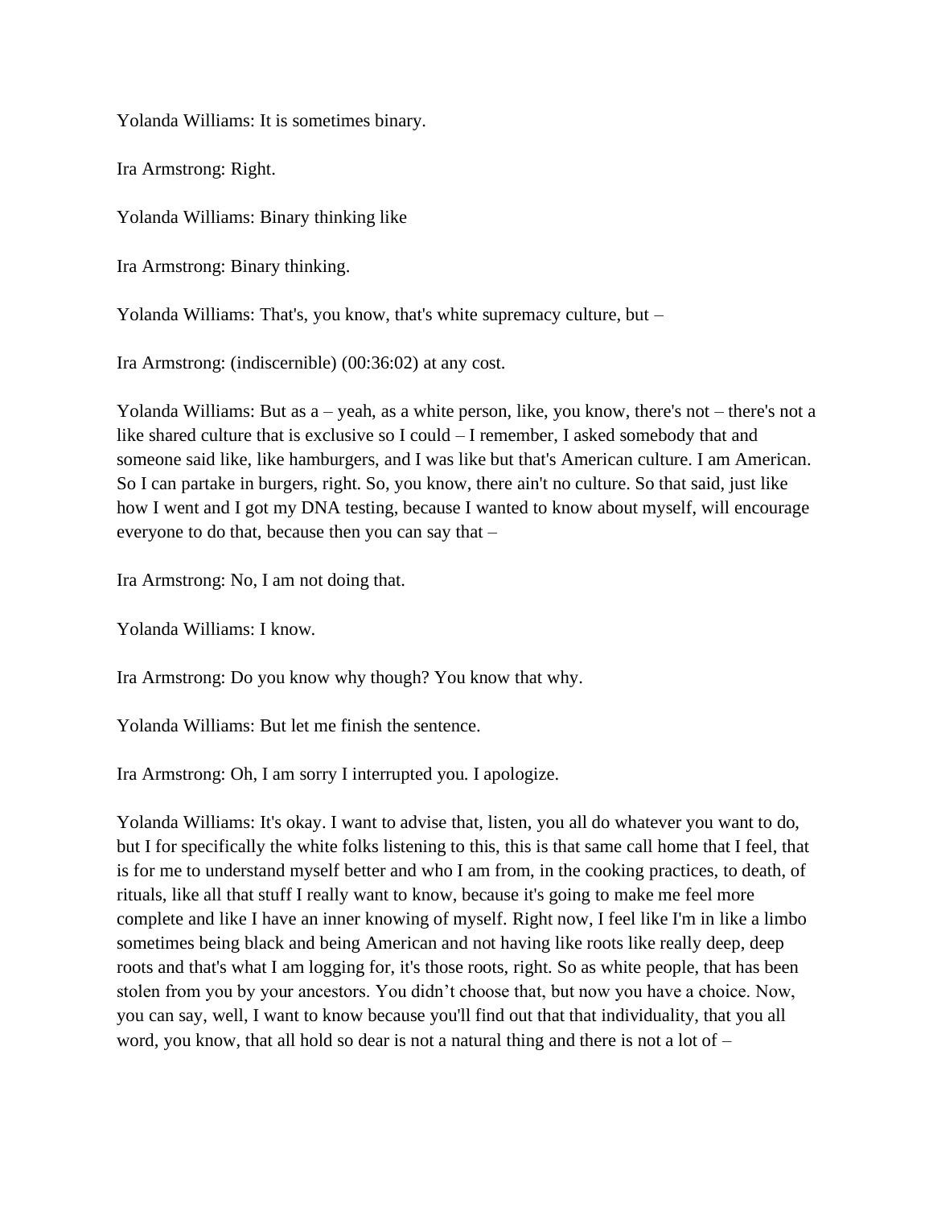Yolanda Williams: It is sometimes binary.

Ira Armstrong: Right.

Yolanda Williams: Binary thinking like

Ira Armstrong: Binary thinking.

Yolanda Williams: That's, you know, that's white supremacy culture, but –

Ira Armstrong: (indiscernible) (00:36:02) at any cost.

Yolanda Williams: But as a – yeah, as a white person, like, you know, there's not – there's not a like shared culture that is exclusive so I could – I remember, I asked somebody that and someone said like, like hamburgers, and I was like but that's American culture. I am American. So I can partake in burgers, right. So, you know, there ain't no culture. So that said, just like how I went and I got my DNA testing, because I wanted to know about myself, will encourage everyone to do that, because then you can say that –

Ira Armstrong: No, I am not doing that.

Yolanda Williams: I know.

Ira Armstrong: Do you know why though? You know that why.

Yolanda Williams: But let me finish the sentence.

Ira Armstrong: Oh, I am sorry I interrupted you. I apologize.

Yolanda Williams: It's okay. I want to advise that, listen, you all do whatever you want to do, but I for specifically the white folks listening to this, this is that same call home that I feel, that is for me to understand myself better and who I am from, in the cooking practices, to death, of rituals, like all that stuff I really want to know, because it's going to make me feel more complete and like I have an inner knowing of myself. Right now, I feel like I'm in like a limbo sometimes being black and being American and not having like roots like really deep, deep roots and that's what I am logging for, it's those roots, right. So as white people, that has been stolen from you by your ancestors. You didn't choose that, but now you have a choice. Now, you can say, well, I want to know because you'll find out that that individuality, that you all word, you know, that all hold so dear is not a natural thing and there is not a lot of –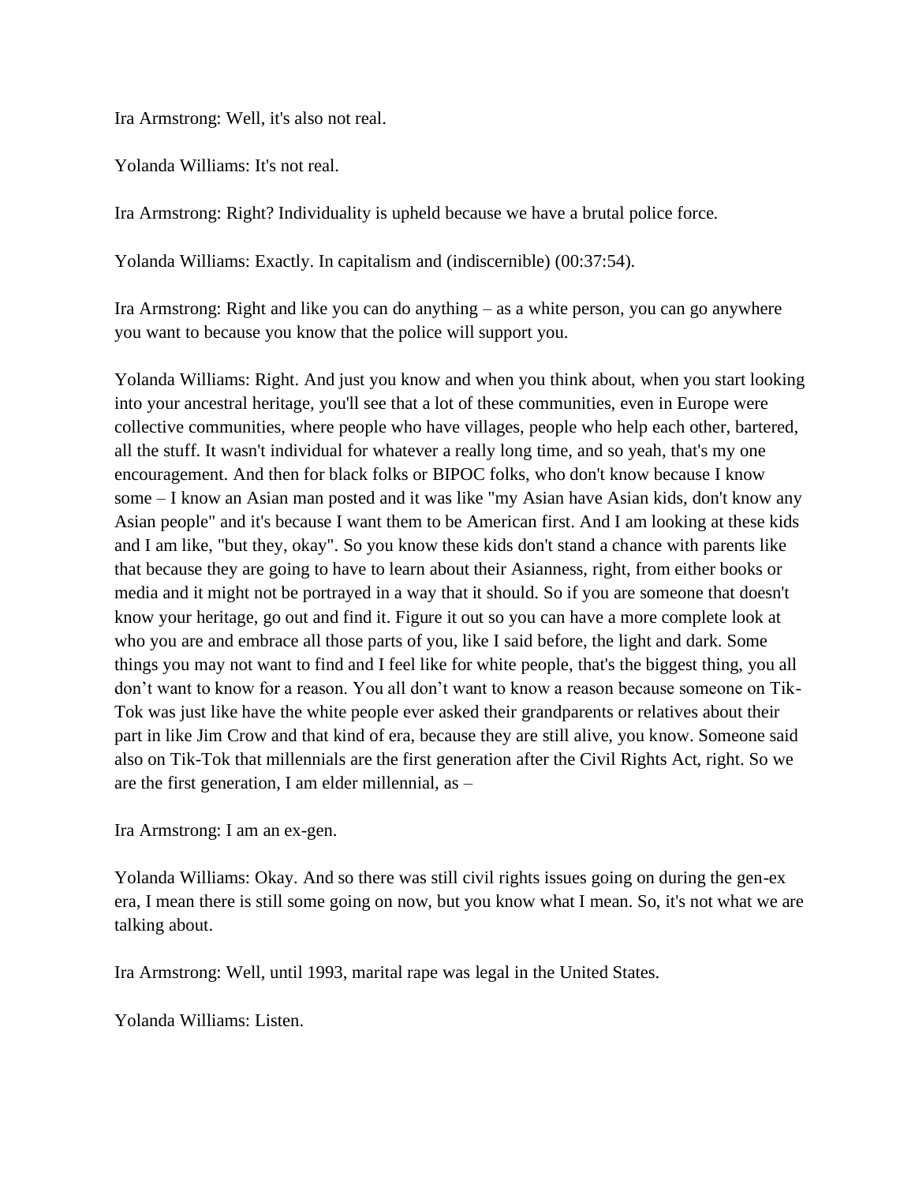Ira Armstrong: Well, it's also not real.

Yolanda Williams: It's not real.

Ira Armstrong: Right? Individuality is upheld because we have a brutal police force.

Yolanda Williams: Exactly. In capitalism and (indiscernible) (00:37:54).

Ira Armstrong: Right and like you can do anything – as a white person, you can go anywhere you want to because you know that the police will support you.

Yolanda Williams: Right. And just you know and when you think about, when you start looking into your ancestral heritage, you'll see that a lot of these communities, even in Europe were collective communities, where people who have villages, people who help each other, bartered, all the stuff. It wasn't individual for whatever a really long time, and so yeah, that's my one encouragement. And then for black folks or BIPOC folks, who don't know because I know some – I know an Asian man posted and it was like "my Asian have Asian kids, don't know any Asian people" and it's because I want them to be American first. And I am looking at these kids and I am like, "but they, okay". So you know these kids don't stand a chance with parents like that because they are going to have to learn about their Asianness, right, from either books or media and it might not be portrayed in a way that it should. So if you are someone that doesn't know your heritage, go out and find it. Figure it out so you can have a more complete look at who you are and embrace all those parts of you, like I said before, the light and dark. Some things you may not want to find and I feel like for white people, that's the biggest thing, you all don't want to know for a reason. You all don't want to know a reason because someone on Tik-Tok was just like have the white people ever asked their grandparents or relatives about their part in like Jim Crow and that kind of era, because they are still alive, you know. Someone said also on Tik-Tok that millennials are the first generation after the Civil Rights Act, right. So we are the first generation, I am elder millennial, as –

Ira Armstrong: I am an ex-gen.

Yolanda Williams: Okay. And so there was still civil rights issues going on during the gen-ex era, I mean there is still some going on now, but you know what I mean. So, it's not what we are talking about.

Ira Armstrong: Well, until 1993, marital rape was legal in the United States.

Yolanda Williams: Listen.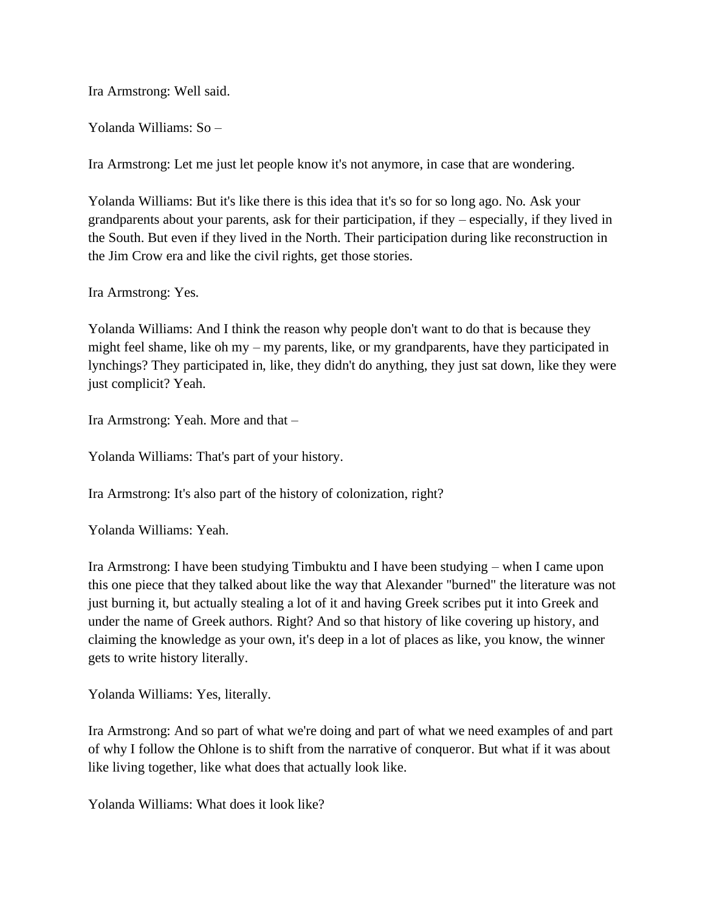Ira Armstrong: Well said.

Yolanda Williams: So –

Ira Armstrong: Let me just let people know it's not anymore, in case that are wondering.

Yolanda Williams: But it's like there is this idea that it's so for so long ago. No. Ask your grandparents about your parents, ask for their participation, if they – especially, if they lived in the South. But even if they lived in the North. Their participation during like reconstruction in the Jim Crow era and like the civil rights, get those stories.

Ira Armstrong: Yes.

Yolanda Williams: And I think the reason why people don't want to do that is because they might feel shame, like oh my – my parents, like, or my grandparents, have they participated in lynchings? They participated in, like, they didn't do anything, they just sat down, like they were just complicit? Yeah.

Ira Armstrong: Yeah. More and that –

Yolanda Williams: That's part of your history.

Ira Armstrong: It's also part of the history of colonization, right?

Yolanda Williams: Yeah.

Ira Armstrong: I have been studying Timbuktu and I have been studying – when I came upon this one piece that they talked about like the way that Alexander "burned" the literature was not just burning it, but actually stealing a lot of it and having Greek scribes put it into Greek and under the name of Greek authors. Right? And so that history of like covering up history, and claiming the knowledge as your own, it's deep in a lot of places as like, you know, the winner gets to write history literally.

Yolanda Williams: Yes, literally.

Ira Armstrong: And so part of what we're doing and part of what we need examples of and part of why I follow the Ohlone is to shift from the narrative of conqueror. But what if it was about like living together, like what does that actually look like.

Yolanda Williams: What does it look like?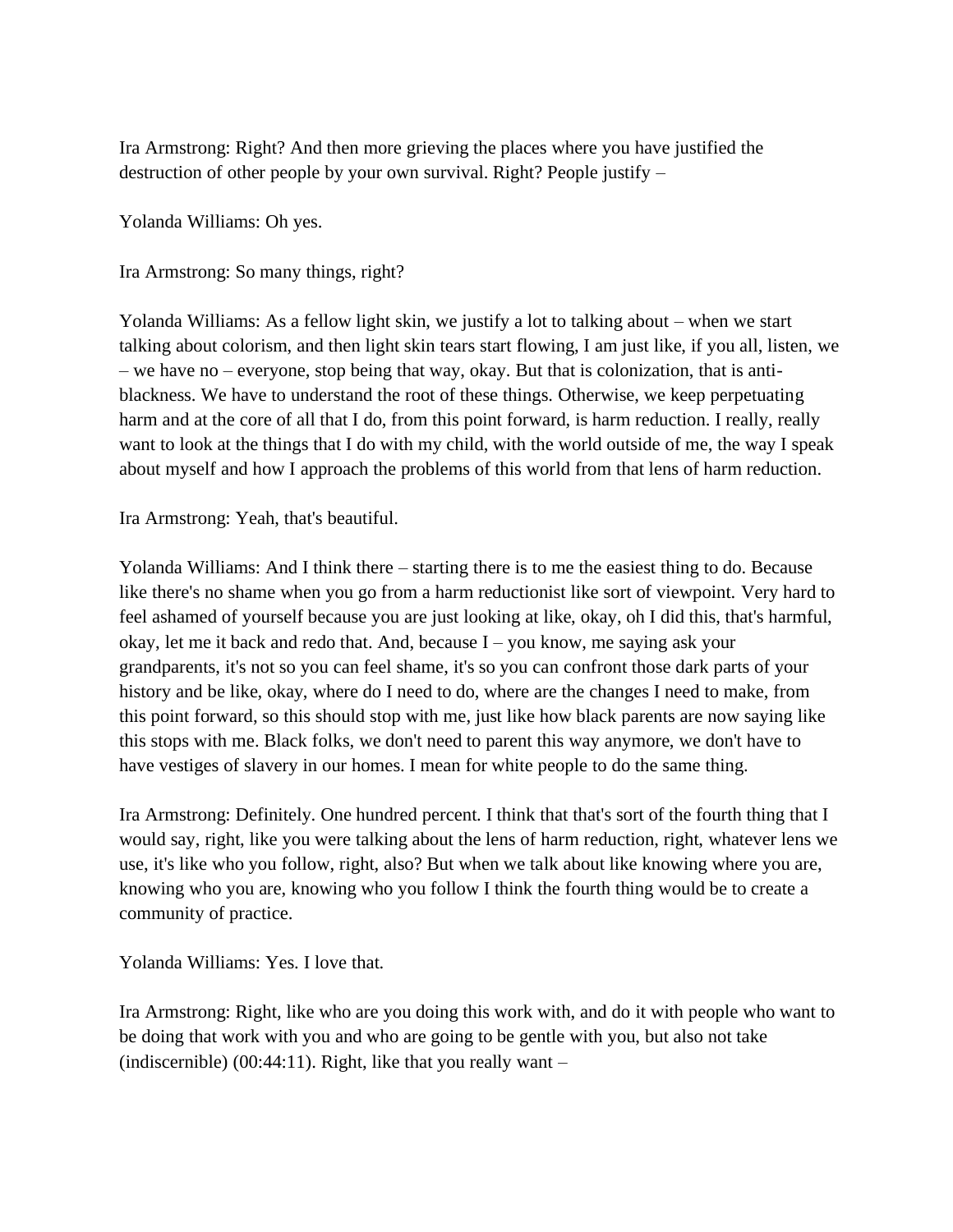Ira Armstrong: Right? And then more grieving the places where you have justified the destruction of other people by your own survival. Right? People justify –

Yolanda Williams: Oh yes.

Ira Armstrong: So many things, right?

Yolanda Williams: As a fellow light skin, we justify a lot to talking about – when we start talking about colorism, and then light skin tears start flowing, I am just like, if you all, listen, we – we have no – everyone, stop being that way, okay. But that is colonization, that is anti-blackness. We have to understand the root of these things. Otherwise, we keep perpetuating harm and at the core of all that I do, from this point forward, is harm reduction. I really, really want to look at the things that I do with my child, with the world outside of me, the way I speak about myself and how I approach the problems of this world from that lens of harm reduction.

Ira Armstrong: Yeah, that's beautiful.

Yolanda Williams: And I think there – starting there is to me the easiest thing to do. Because like there's no shame when you go from a harm reductionist like sort of viewpoint. Very hard to feel ashamed of yourself because you are just looking at like, okay, oh I did this, that's harmful, okay, let me it back and redo that. And, because I – you know, me saying ask your grandparents, it's not so you can feel shame, it's so you can confront those dark parts of your history and be like, okay, where do I need to do, where are the changes I need to make, from this point forward, so this should stop with me, just like how black parents are now saying like this stops with me. Black folks, we don't need to parent this way anymore, we don't have to have vestiges of slavery in our homes. I mean for white people to do the same thing.

Ira Armstrong: Definitely. One hundred percent. I think that that's sort of the fourth thing that I would say, right, like you were talking about the lens of harm reduction, right, whatever lens we use, it's like who you follow, right, also? But when we talk about like knowing where you are, knowing who you are, knowing who you follow I think the fourth thing would be to create a community of practice.

Yolanda Williams: Yes. I love that.

Ira Armstrong: Right, like who are you doing this work with, and do it with people who want to be doing that work with you and who are going to be gentle with you, but also not take (indiscernible) (00:44:11). Right, like that you really want –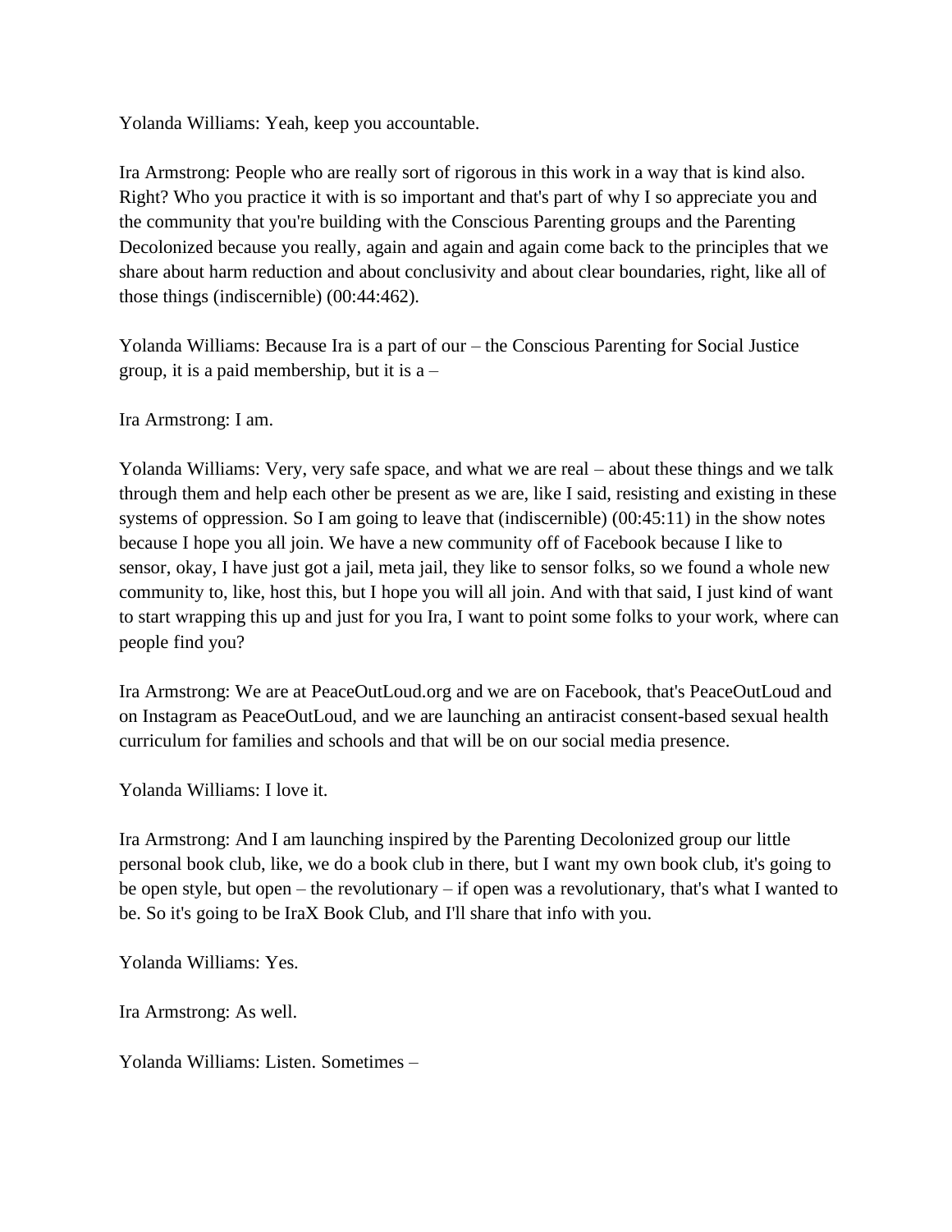Yolanda Williams: Yeah, keep you accountable.

Ira Armstrong: People who are really sort of rigorous in this work in a way that is kind also. Right? Who you practice it with is so important and that's part of why I so appreciate you and the community that you're building with the Conscious Parenting groups and the Parenting Decolonized because you really, again and again and again come back to the principles that we share about harm reduction and about conclusivity and about clear boundaries, right, like all of those things (indiscernible) (00:44:462).

Yolanda Williams: Because Ira is a part of our – the Conscious Parenting for Social Justice group, it is a paid membership, but it is a –

Ira Armstrong: I am.

Yolanda Williams: Very, very safe space, and what we are real – about these things and we talk through them and help each other be present as we are, like I said, resisting and existing in these systems of oppression. So I am going to leave that (indiscernible) (00:45:11) in the show notes because I hope you all join. We have a new community off of Facebook because I like to sensor, okay, I have just got a jail, meta jail, they like to sensor folks, so we found a whole new community to, like, host this, but I hope you will all join. And with that said, I just kind of want to start wrapping this up and just for you Ira, I want to point some folks to your work, where can people find you?

Ira Armstrong: We are at PeaceOutLoud.org and we are on Facebook, that's PeaceOutLoud and on Instagram as PeaceOutLoud, and we are launching an antiracist consent-based sexual health curriculum for families and schools and that will be on our social media presence.

Yolanda Williams: I love it.

Ira Armstrong: And I am launching inspired by the Parenting Decolonized group our little personal book club, like, we do a book club in there, but I want my own book club, it's going to be open style, but open – the revolutionary – if open was a revolutionary, that's what I wanted to be. So it's going to be IraX Book Club, and I'll share that info with you.

Yolanda Williams: Yes.

Ira Armstrong: As well.

Yolanda Williams: Listen. Sometimes –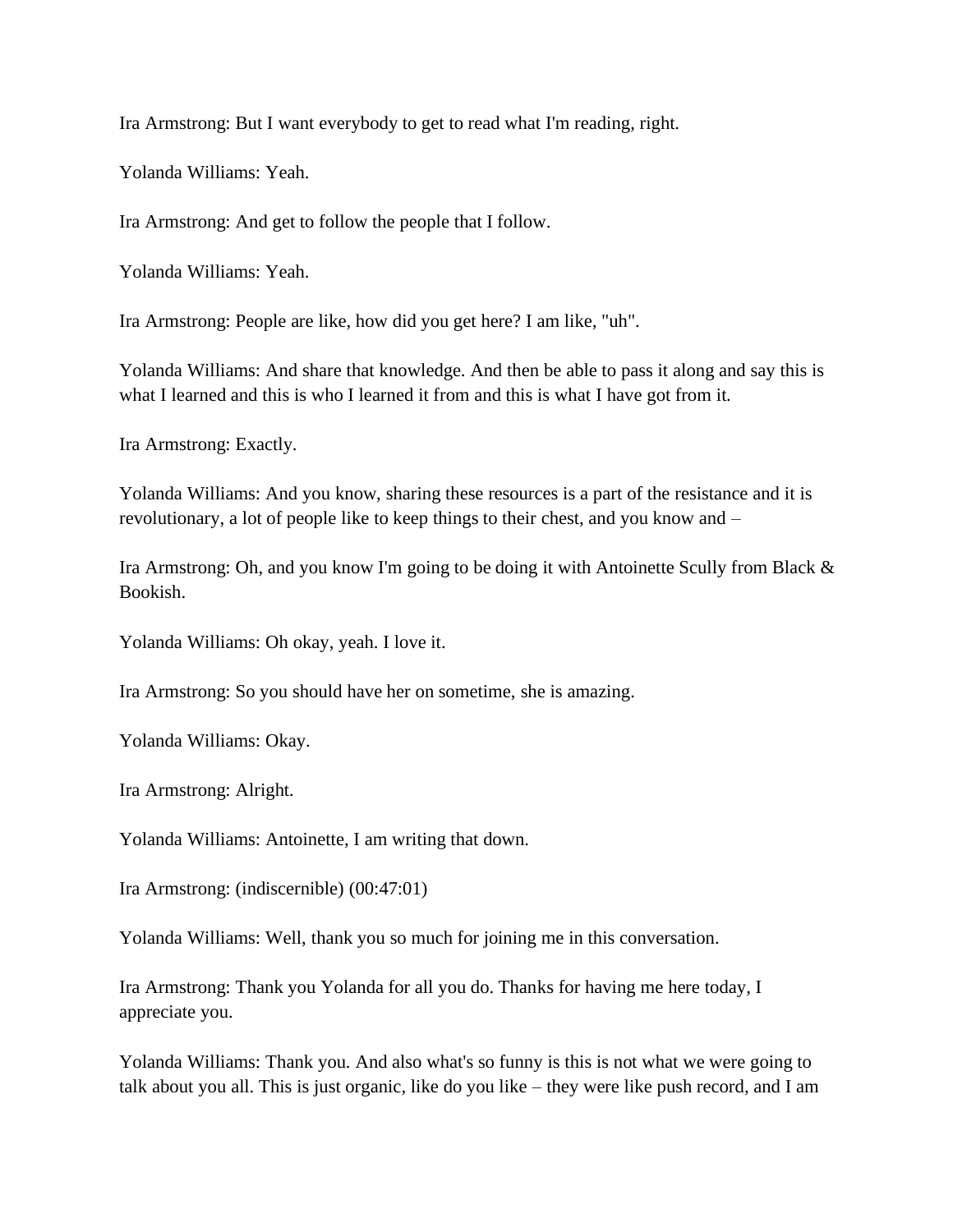Ira Armstrong: But I want everybody to get to read what I'm reading, right.

Yolanda Williams: Yeah.

Ira Armstrong: And get to follow the people that I follow.

Yolanda Williams: Yeah.

Ira Armstrong: People are like, how did you get here? I am like, "uh".

Yolanda Williams: And share that knowledge. And then be able to pass it along and say this is what I learned and this is who I learned it from and this is what I have got from it.

Ira Armstrong: Exactly.

Yolanda Williams: And you know, sharing these resources is a part of the resistance and it is revolutionary, a lot of people like to keep things to their chest, and you know and –

Ira Armstrong: Oh, and you know I'm going to be doing it with Antoinette Scully from Black & Bookish.

Yolanda Williams: Oh okay, yeah. I love it.

Ira Armstrong: So you should have her on sometime, she is amazing.

Yolanda Williams: Okay.

Ira Armstrong: Alright.

Yolanda Williams: Antoinette, I am writing that down.

Ira Armstrong: (indiscernible) (00:47:01)

Yolanda Williams: Well, thank you so much for joining me in this conversation.

Ira Armstrong: Thank you Yolanda for all you do. Thanks for having me here today, I appreciate you.

Yolanda Williams: Thank you. And also what's so funny is this is not what we were going to talk about you all. This is just organic, like do you like – they were like push record, and I am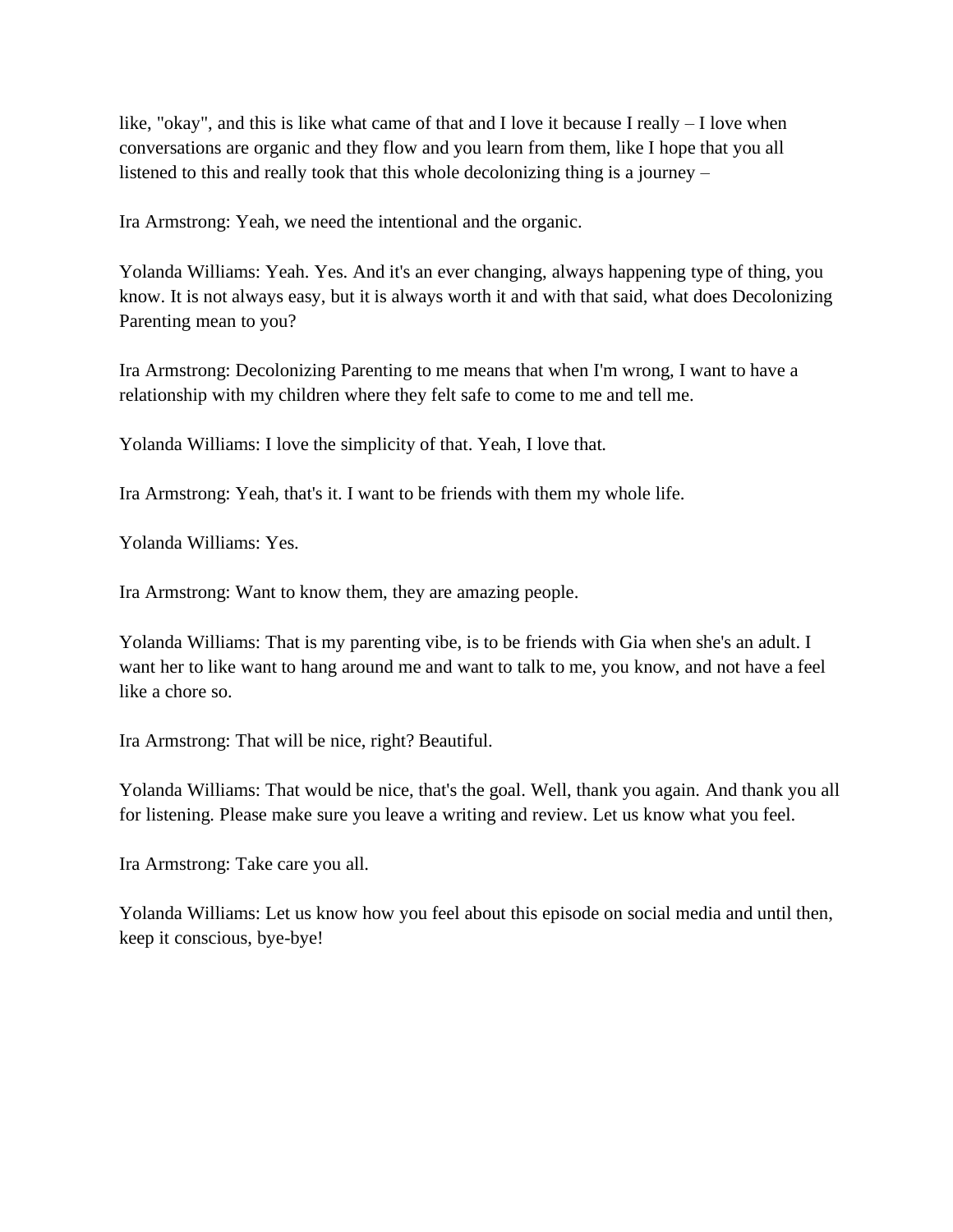like, "okay", and this is like what came of that and I love it because I really – I love when conversations are organic and they flow and you learn from them, like I hope that you all listened to this and really took that this whole decolonizing thing is a journey –

Ira Armstrong: Yeah, we need the intentional and the organic.

Yolanda Williams: Yeah. Yes. And it's an ever changing, always happening type of thing, you know. It is not always easy, but it is always worth it and with that said, what does Decolonizing Parenting mean to you?

Ira Armstrong: Decolonizing Parenting to me means that when I'm wrong, I want to have a relationship with my children where they felt safe to come to me and tell me.

Yolanda Williams: I love the simplicity of that. Yeah, I love that.

Ira Armstrong: Yeah, that's it. I want to be friends with them my whole life.

Yolanda Williams: Yes.

Ira Armstrong: Want to know them, they are amazing people.

Yolanda Williams: That is my parenting vibe, is to be friends with Gia when she's an adult. I want her to like want to hang around me and want to talk to me, you know, and not have a feel like a chore so.

Ira Armstrong: That will be nice, right? Beautiful.

Yolanda Williams: That would be nice, that's the goal. Well, thank you again. And thank you all for listening. Please make sure you leave a writing and review. Let us know what you feel.

Ira Armstrong: Take care you all.

Yolanda Williams: Let us know how you feel about this episode on social media and until then, keep it conscious, bye-bye!